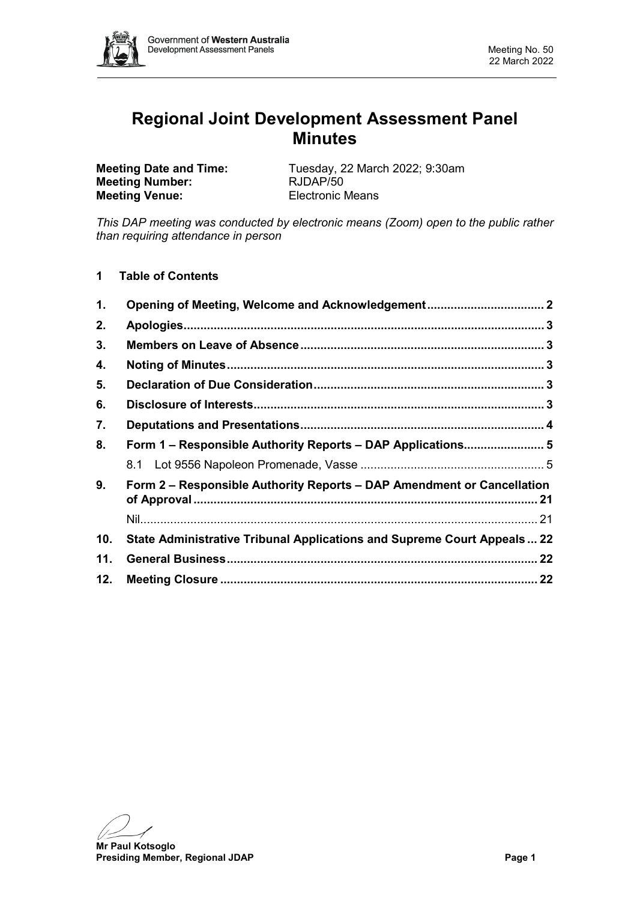# Regional Joint Development Assessment Panel Minutes

**Meeting Date and Time:** Tuesday, 22 March 2022; 9:30am
**Meeting Number:** RJDAP/50
**Meeting Venue:** Electronic Means

*This DAP meeting was conducted by electronic means (Zoom) open to the public rather than requiring attendance in person*

## 1 Table of Contents

| | | |
|---|---|---|
| **1.** | **Opening of Meeting, Welcome and Acknowledgement** | **2** |
| **2.** | **Apologies** | **3** |
| **3.** | **Members on Leave of Absence** | **3** |
| **4.** | **Noting of Minutes** | **3** |
| **5.** | **Declaration of Due Consideration** | **3** |
| **6.** | **Disclosure of Interests** | **3** |
| **7.** | **Deputations and Presentations** | **4** |
| **8.** | **Form 1 – Responsible Authority Reports – DAP Applications** | **5** |
| | 8.1 Lot 9556 Napoleon Promenade, Vasse | 5 |
| **9.** | **Form 2 – Responsible Authority Reports – DAP Amendment or Cancellation of Approval** | **21** |
| | Nil | 21 |
| **10.** | **State Administrative Tribunal Applications and Supreme Court Appeals** | **22** |
| **11.** | **General Business** | **22** |
| **12.** | **Meeting Closure** | **22** |

**Mr Paul Kotsoglo**
**Presiding Member, Regional JDAP**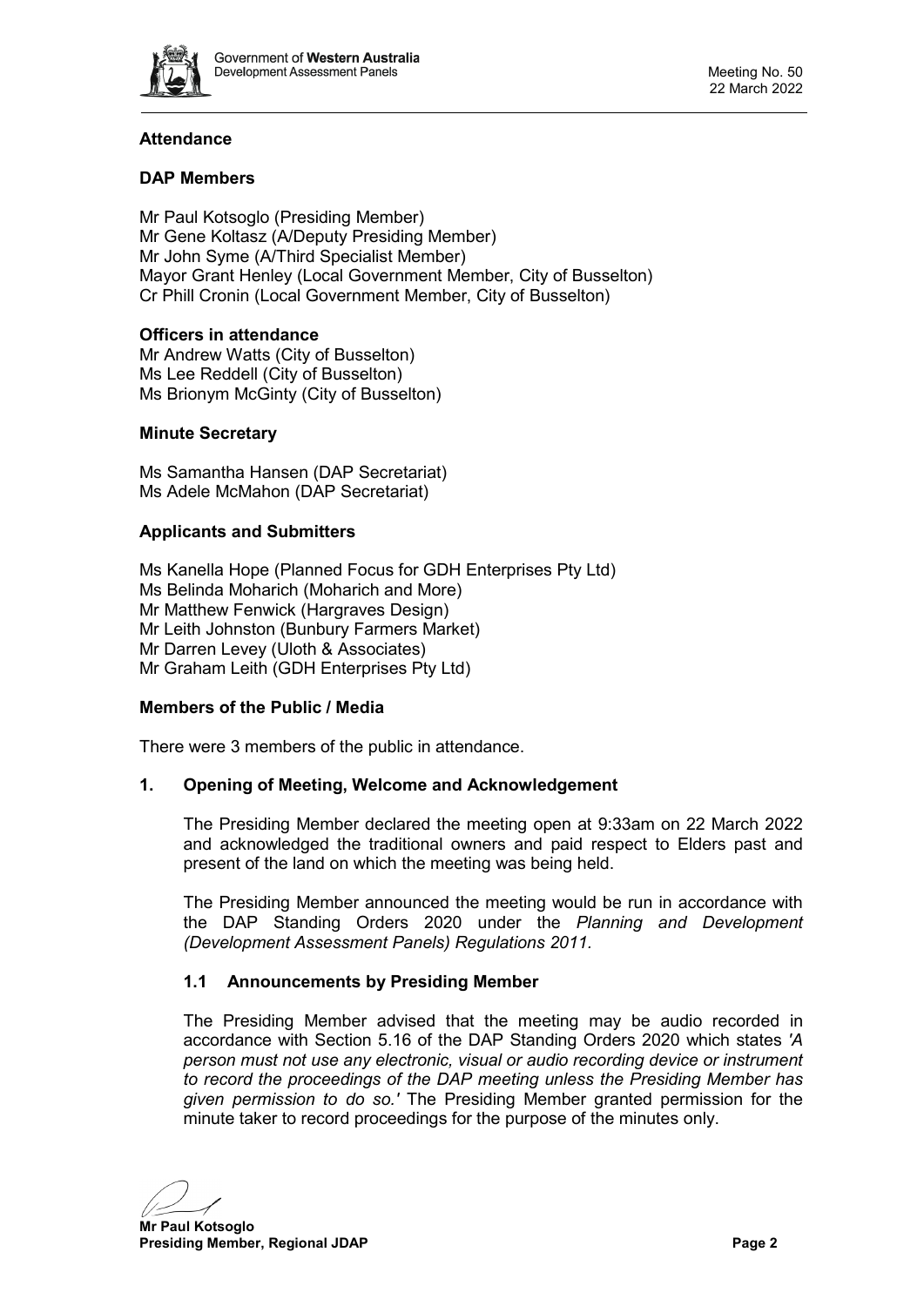## Attendance

### DAP Members

Mr Paul Kotsoglo (Presiding Member)
Mr Gene Koltasz (A/Deputy Presiding Member)
Mr John Syme (A/Third Specialist Member)
Mayor Grant Henley (Local Government Member, City of Busselton)
Cr Phill Cronin (Local Government Member, City of Busselton)

### Officers in attendance

Mr Andrew Watts (City of Busselton)
Ms Lee Reddell (City of Busselton)
Ms Brionym McGinty (City of Busselton)

### Minute Secretary

Ms Samantha Hansen (DAP Secretariat)
Ms Adele McMahon (DAP Secretariat)

### Applicants and Submitters

Ms Kanella Hope (Planned Focus for GDH Enterprises Pty Ltd)
Ms Belinda Moharich (Moharich and More)
Mr Matthew Fenwick (Hargraves Design)
Mr Leith Johnston (Bunbury Farmers Market)
Mr Darren Levey (Uloth & Associates)
Mr Graham Leith (GDH Enterprises Pty Ltd)

### Members of the Public / Media

There were 3 members of the public in attendance.

## 1. Opening of Meeting, Welcome and Acknowledgement

The Presiding Member declared the meeting open at 9:33am on 22 March 2022 and acknowledged the traditional owners and paid respect to Elders past and present of the land on which the meeting was being held.

The Presiding Member announced the meeting would be run in accordance with the DAP Standing Orders 2020 under the *Planning and Development (Development Assessment Panels) Regulations 2011.*

### 1.1 Announcements by Presiding Member

The Presiding Member advised that the meeting may be audio recorded in accordance with Section 5.16 of the DAP Standing Orders 2020 which states *'A person must not use any electronic, visual or audio recording device or instrument to record the proceedings of the DAP meeting unless the Presiding Member has given permission to do so.'* The Presiding Member granted permission for the minute taker to record proceedings for the purpose of the minutes only.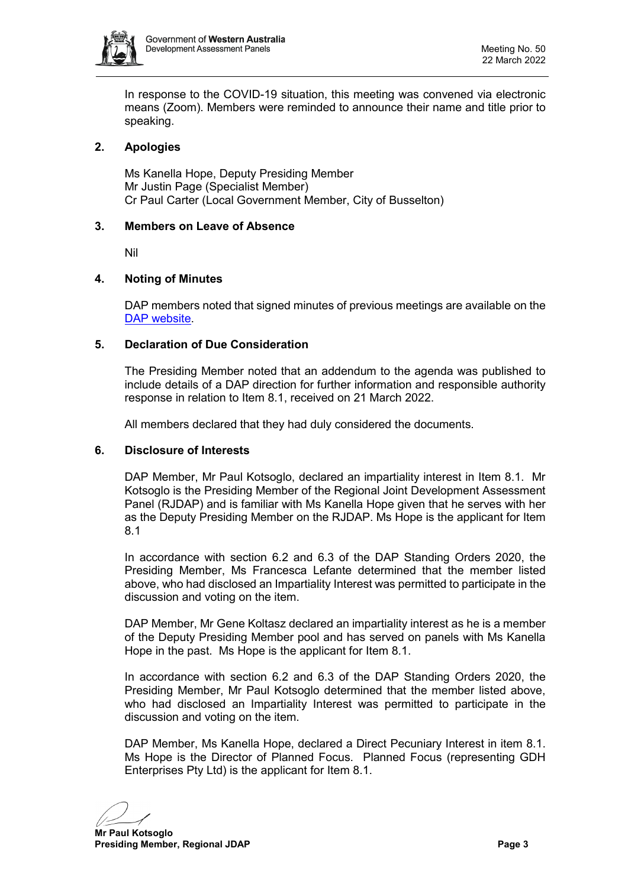In response to the COVID-19 situation, this meeting was convened via electronic means (Zoom). Members were reminded to announce their name and title prior to speaking.

## 2. Apologies

Ms Kanella Hope, Deputy Presiding Member
Mr Justin Page (Specialist Member)
Cr Paul Carter (Local Government Member, City of Busselton)

## 3. Members on Leave of Absence

Nil

## 4. Noting of Minutes

DAP members noted that signed minutes of previous meetings are available on the DAP website.

## 5. Declaration of Due Consideration

The Presiding Member noted that an addendum to the agenda was published to include details of a DAP direction for further information and responsible authority response in relation to Item 8.1, received on 21 March 2022.

All members declared that they had duly considered the documents.

## 6. Disclosure of Interests

DAP Member, Mr Paul Kotsoglo, declared an impartiality interest in Item 8.1. Mr Kotsoglo is the Presiding Member of the Regional Joint Development Assessment Panel (RJDAP) and is familiar with Ms Kanella Hope given that he serves with her as the Deputy Presiding Member on the RJDAP. Ms Hope is the applicant for Item 8.1

In accordance with section 6.2 and 6.3 of the DAP Standing Orders 2020, the Presiding Member, Ms Francesca Lefante determined that the member listed above, who had disclosed an Impartiality Interest was permitted to participate in the discussion and voting on the item.

DAP Member, Mr Gene Koltasz declared an impartiality interest as he is a member of the Deputy Presiding Member pool and has served on panels with Ms Kanella Hope in the past. Ms Hope is the applicant for Item 8.1.

In accordance with section 6.2 and 6.3 of the DAP Standing Orders 2020, the Presiding Member, Mr Paul Kotsoglo determined that the member listed above, who had disclosed an Impartiality Interest was permitted to participate in the discussion and voting on the item.

DAP Member, Ms Kanella Hope, declared a Direct Pecuniary Interest in item 8.1. Ms Hope is the Director of Planned Focus. Planned Focus (representing GDH Enterprises Pty Ltd) is the applicant for Item 8.1.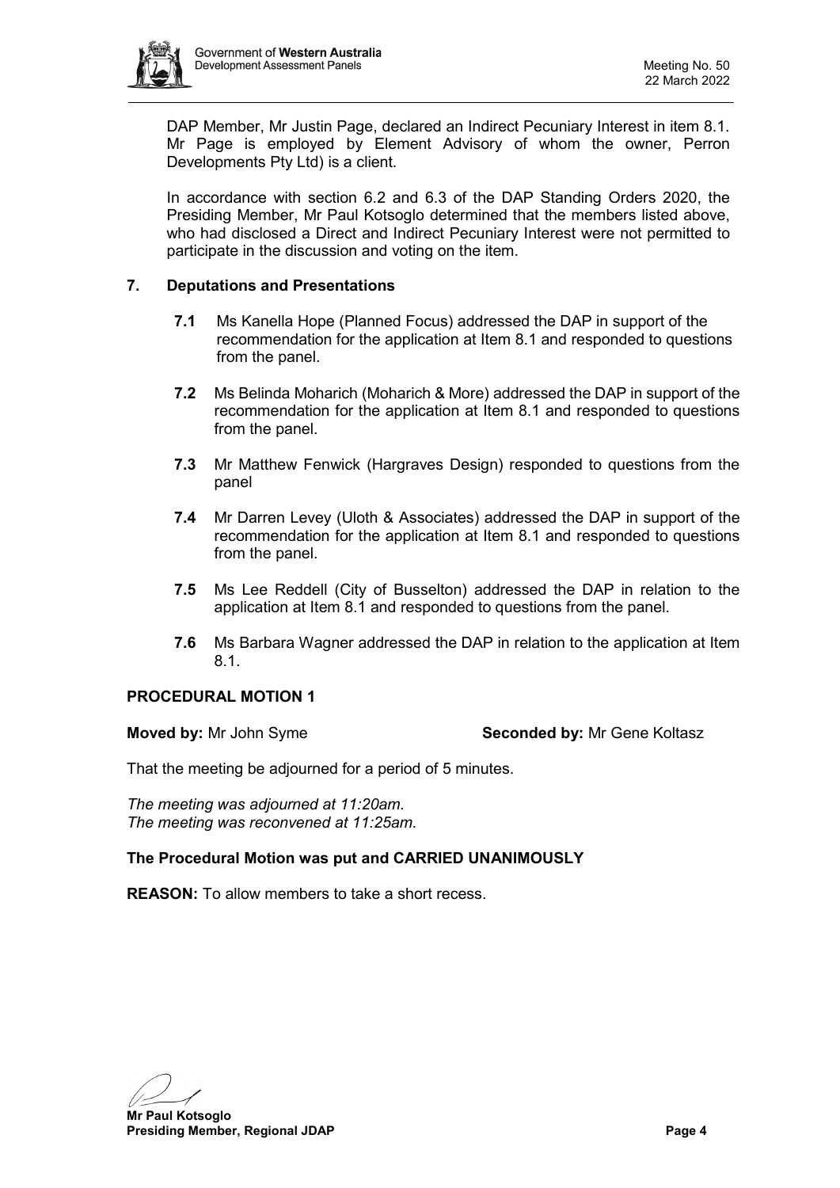DAP Member, Mr Justin Page, declared an Indirect Pecuniary Interest in item 8.1. Mr Page is employed by Element Advisory of whom the owner, Perron Developments Pty Ltd) is a client.

In accordance with section 6.2 and 6.3 of the DAP Standing Orders 2020, the Presiding Member, Mr Paul Kotsoglo determined that the members listed above, who had disclosed a Direct and Indirect Pecuniary Interest were not permitted to participate in the discussion and voting on the item.

## 7. Deputations and Presentations

**7.1** Ms Kanella Hope (Planned Focus) addressed the DAP in support of the recommendation for the application at Item 8.1 and responded to questions from the panel.

**7.2** Ms Belinda Moharich (Moharich & More) addressed the DAP in support of the recommendation for the application at Item 8.1 and responded to questions from the panel.

**7.3** Mr Matthew Fenwick (Hargraves Design) responded to questions from the panel

**7.4** Mr Darren Levey (Uloth & Associates) addressed the DAP in support of the recommendation for the application at Item 8.1 and responded to questions from the panel.

**7.5** Ms Lee Reddell (City of Busselton) addressed the DAP in relation to the application at Item 8.1 and responded to questions from the panel.

**7.6** Ms Barbara Wagner addressed the DAP in relation to the application at Item 8.1.

**PROCEDURAL MOTION 1**

**Moved by:** Mr John Syme **Seconded by:** Mr Gene Koltasz

That the meeting be adjourned for a period of 5 minutes.

*The meeting was adjourned at 11:20am.*
*The meeting was reconvened at 11:25am.*

**The Procedural Motion was put and CARRIED UNANIMOUSLY**

**REASON:** To allow members to take a short recess.

**Mr Paul Kotsoglo**
**Presiding Member, Regional JDAP**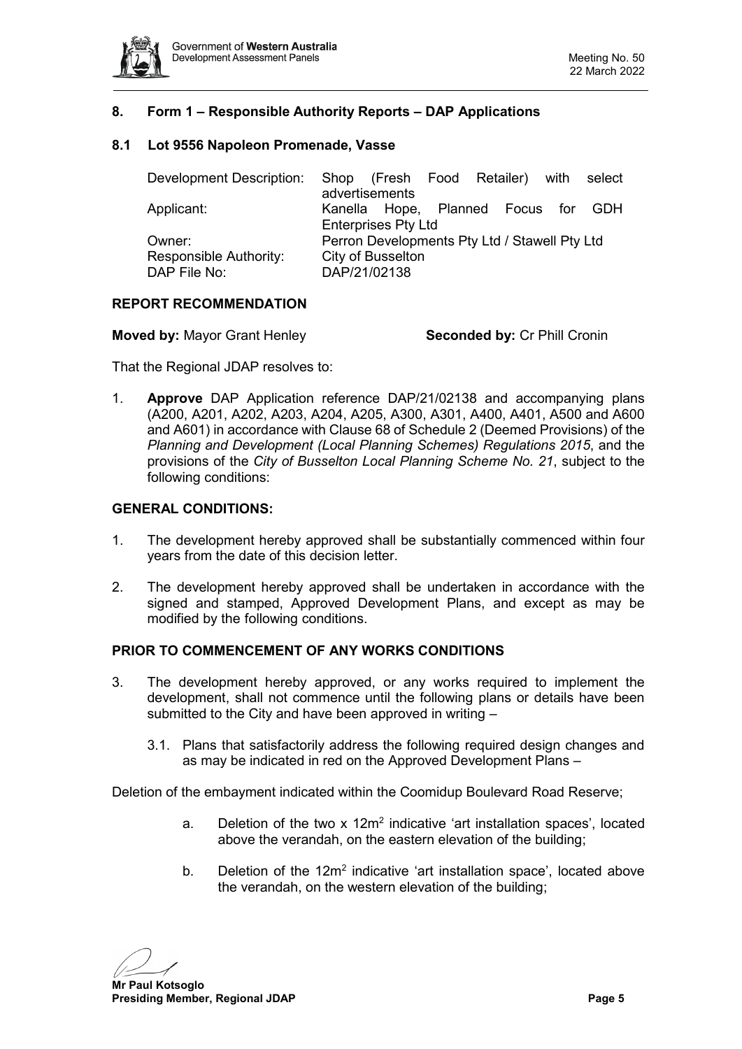## 8. Form 1 – Responsible Authority Reports – DAP Applications

### 8.1 Lot 9556 Napoleon Promenade, Vasse

| | |
|---|---|
| Development Description: | Shop (Fresh Food Retailer) with select advertisements |
| Applicant: | Kanella Hope, Planned Focus for GDH Enterprises Pty Ltd |
| Owner: | Perron Developments Pty Ltd / Stawell Pty Ltd |
| Responsible Authority: | City of Busselton |
| DAP File No: | DAP/21/02138 |

**REPORT RECOMMENDATION**

**Moved by:** Mayor Grant Henley **Seconded by:** Cr Phill Cronin

That the Regional JDAP resolves to:

1. **Approve** DAP Application reference DAP/21/02138 and accompanying plans (A200, A201, A202, A203, A204, A205, A300, A301, A400, A401, A500 and A600 and A601) in accordance with Clause 68 of Schedule 2 (Deemed Provisions) of the *Planning and Development (Local Planning Schemes) Regulations 2015*, and the provisions of the *City of Busselton Local Planning Scheme No. 21*, subject to the following conditions:

**GENERAL CONDITIONS:**

1. The development hereby approved shall be substantially commenced within four years from the date of this decision letter.
2. The development hereby approved shall be undertaken in accordance with the signed and stamped, Approved Development Plans, and except as may be modified by the following conditions.

**PRIOR TO COMMENCEMENT OF ANY WORKS CONDITIONS**

3. The development hereby approved, or any works required to implement the development, shall not commence until the following plans or details have been submitted to the City and have been approved in writing –

   3.1. Plans that satisfactorily address the following required design changes and as may be indicated in red on the Approved Development Plans –

Deletion of the embayment indicated within the Coomidup Boulevard Road Reserve;

   a. Deletion of the two x $12m^2$ indicative 'art installation spaces', located above the verandah, on the eastern elevation of the building;

   b. Deletion of the $12m^2$ indicative 'art installation space', located above the verandah, on the western elevation of the building;

Mr Paul Kotsoglo
Presiding Member, Regional JDAP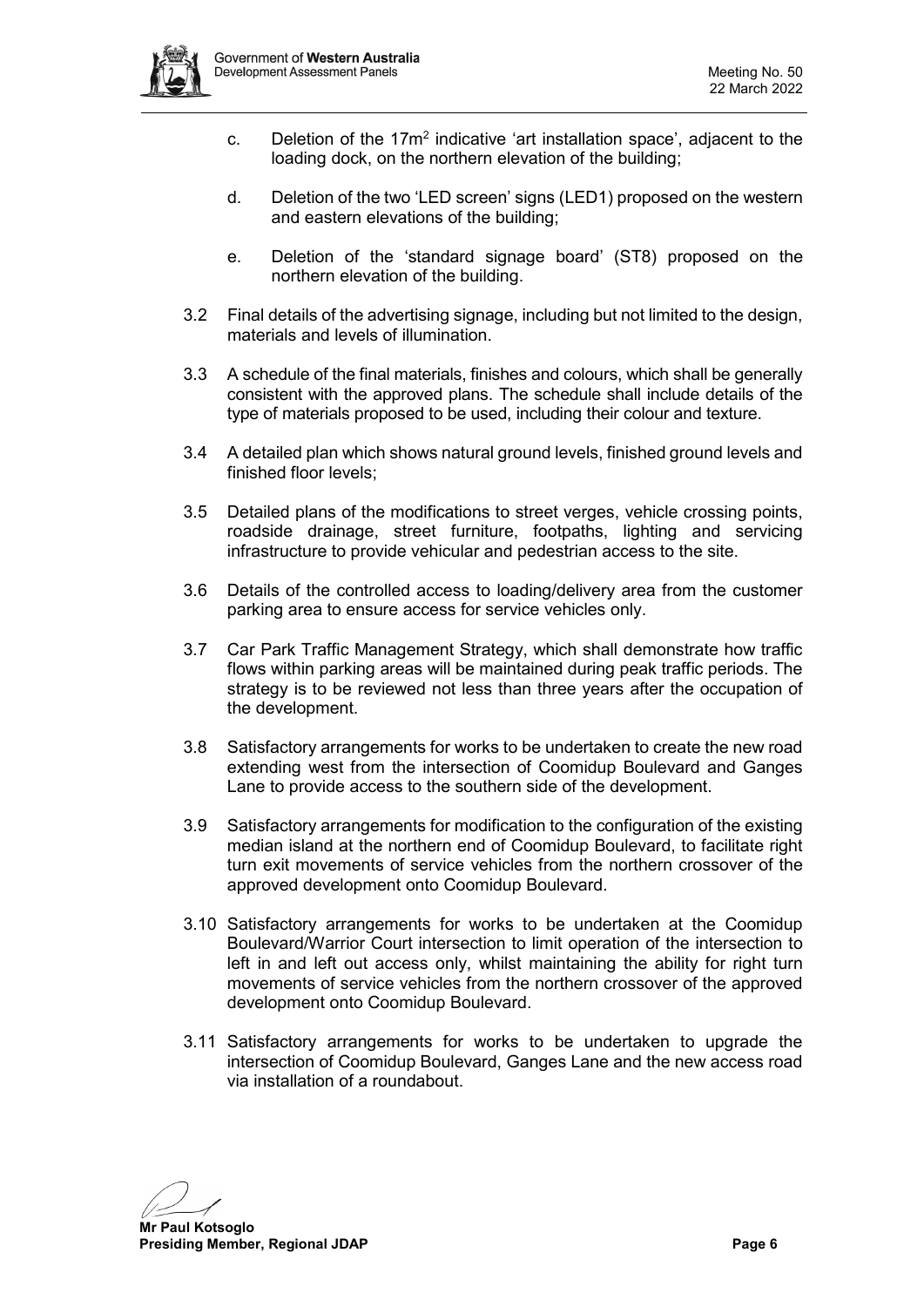c. Deletion of the 17m$^2$ indicative 'art installation space', adjacent to the loading dock, on the northern elevation of the building;

d. Deletion of the two 'LED screen' signs (LED1) proposed on the western and eastern elevations of the building;

e. Deletion of the 'standard signage board' (ST8) proposed on the northern elevation of the building.

3.2 Final details of the advertising signage, including but not limited to the design, materials and levels of illumination.

3.3 A schedule of the final materials, finishes and colours, which shall be generally consistent with the approved plans. The schedule shall include details of the type of materials proposed to be used, including their colour and texture.

3.4 A detailed plan which shows natural ground levels, finished ground levels and finished floor levels;

3.5 Detailed plans of the modifications to street verges, vehicle crossing points, roadside drainage, street furniture, footpaths, lighting and servicing infrastructure to provide vehicular and pedestrian access to the site.

3.6 Details of the controlled access to loading/delivery area from the customer parking area to ensure access for service vehicles only.

3.7 Car Park Traffic Management Strategy, which shall demonstrate how traffic flows within parking areas will be maintained during peak traffic periods. The strategy is to be reviewed not less than three years after the occupation of the development.

3.8 Satisfactory arrangements for works to be undertaken to create the new road extending west from the intersection of Coomidup Boulevard and Ganges Lane to provide access to the southern side of the development.

3.9 Satisfactory arrangements for modification to the configuration of the existing median island at the northern end of Coomidup Boulevard, to facilitate right turn exit movements of service vehicles from the northern crossover of the approved development onto Coomidup Boulevard.

3.10 Satisfactory arrangements for works to be undertaken at the Coomidup Boulevard/Warrior Court intersection to limit operation of the intersection to left in and left out access only, whilst maintaining the ability for right turn movements of service vehicles from the northern crossover of the approved development onto Coomidup Boulevard.

3.11 Satisfactory arrangements for works to be undertaken to upgrade the intersection of Coomidup Boulevard, Ganges Lane and the new access road via installation of a roundabout.

**Mr Paul Kotsoglo**
**Presiding Member, Regional JDAP**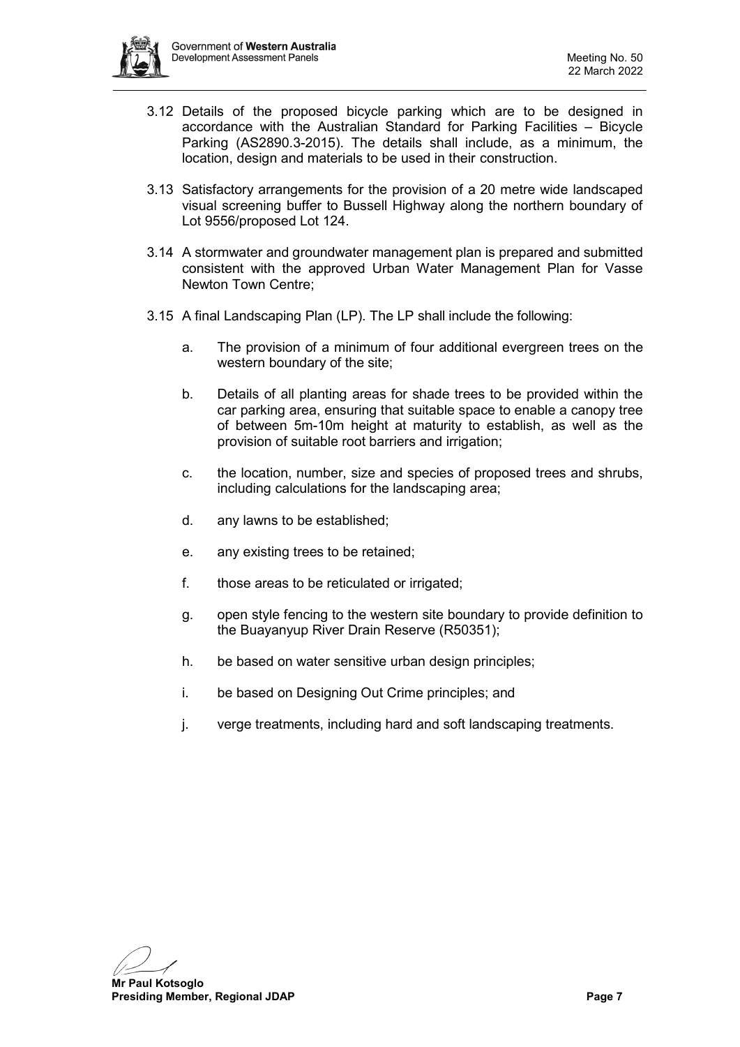3.12 Details of the proposed bicycle parking which are to be designed in accordance with the Australian Standard for Parking Facilities – Bicycle Parking (AS2890.3-2015). The details shall include, as a minimum, the location, design and materials to be used in their construction.

3.13 Satisfactory arrangements for the provision of a 20 metre wide landscaped visual screening buffer to Bussell Highway along the northern boundary of Lot 9556/proposed Lot 124.

3.14 A stormwater and groundwater management plan is prepared and submitted consistent with the approved Urban Water Management Plan for Vasse Newton Town Centre;

3.15 A final Landscaping Plan (LP). The LP shall include the following:

   a. The provision of a minimum of four additional evergreen trees on the western boundary of the site;

   b. Details of all planting areas for shade trees to be provided within the car parking area, ensuring that suitable space to enable a canopy tree of between 5m-10m height at maturity to establish, as well as the provision of suitable root barriers and irrigation;

   c. the location, number, size and species of proposed trees and shrubs, including calculations for the landscaping area;

   d. any lawns to be established;

   e. any existing trees to be retained;

   f. those areas to be reticulated or irrigated;

   g. open style fencing to the western site boundary to provide definition to the Buayanyup River Drain Reserve (R50351);

   h. be based on water sensitive urban design principles;

   i. be based on Designing Out Crime principles; and

   j. verge treatments, including hard and soft landscaping treatments.

**Mr Paul Kotsoglo**
**Presiding Member, Regional JDAP**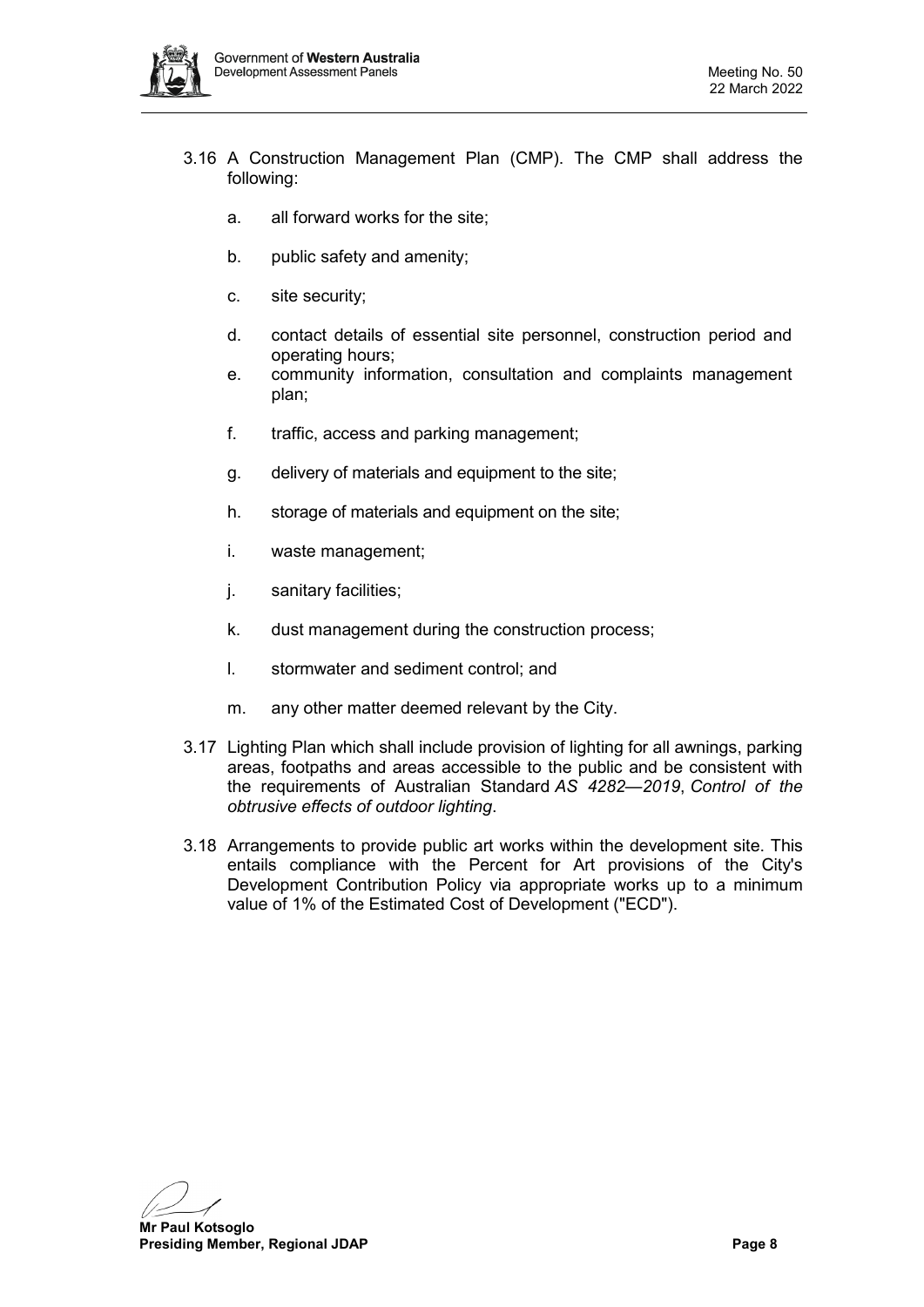3.16 A Construction Management Plan (CMP). The CMP shall address the following:

a. all forward works for the site;

b. public safety and amenity;

c. site security;

d. contact details of essential site personnel, construction period and operating hours;

e. community information, consultation and complaints management plan;

f. traffic, access and parking management;

g. delivery of materials and equipment to the site;

h. storage of materials and equipment on the site;

i. waste management;

j. sanitary facilities;

k. dust management during the construction process;

l. stormwater and sediment control; and

m. any other matter deemed relevant by the City.

3.17 Lighting Plan which shall include provision of lighting for all awnings, parking areas, footpaths and areas accessible to the public and be consistent with the requirements of Australian Standard *AS 4282—2019*, *Control of the obtrusive effects of outdoor lighting*.

3.18 Arrangements to provide public art works within the development site. This entails compliance with the Percent for Art provisions of the City's Development Contribution Policy via appropriate works up to a minimum value of 1% of the Estimated Cost of Development ("ECD").

**Mr Paul Kotsoglo**
**Presiding Member, Regional JDAP**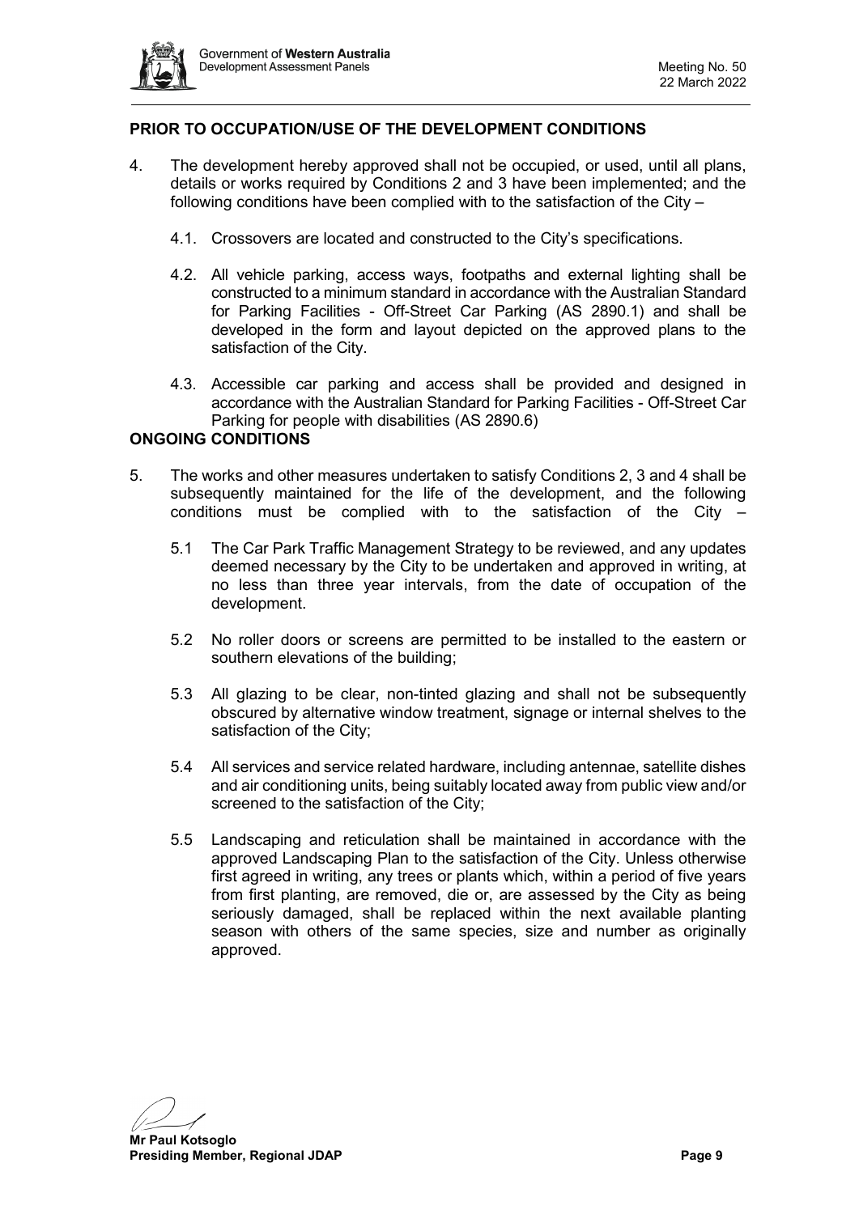## PRIOR TO OCCUPATION/USE OF THE DEVELOPMENT CONDITIONS

4. The development hereby approved shall not be occupied, or used, until all plans, details or works required by Conditions 2 and 3 have been implemented; and the following conditions have been complied with to the satisfaction of the City –

   4.1. Crossovers are located and constructed to the City's specifications.

   4.2. All vehicle parking, access ways, footpaths and external lighting shall be constructed to a minimum standard in accordance with the Australian Standard for Parking Facilities - Off-Street Car Parking (AS 2890.1) and shall be developed in the form and layout depicted on the approved plans to the satisfaction of the City.

   4.3. Accessible car parking and access shall be provided and designed in accordance with the Australian Standard for Parking Facilities - Off-Street Car Parking for people with disabilities (AS 2890.6)

## ONGOING CONDITIONS

5. The works and other measures undertaken to satisfy Conditions 2, 3 and 4 shall be subsequently maintained for the life of the development, and the following conditions must be complied with to the satisfaction of the City –

   5.1 The Car Park Traffic Management Strategy to be reviewed, and any updates deemed necessary by the City to be undertaken and approved in writing, at no less than three year intervals, from the date of occupation of the development.

   5.2 No roller doors or screens are permitted to be installed to the eastern or southern elevations of the building;

   5.3 All glazing to be clear, non-tinted glazing and shall not be subsequently obscured by alternative window treatment, signage or internal shelves to the satisfaction of the City;

   5.4 All services and service related hardware, including antennae, satellite dishes and air conditioning units, being suitably located away from public view and/or screened to the satisfaction of the City;

   5.5 Landscaping and reticulation shall be maintained in accordance with the approved Landscaping Plan to the satisfaction of the City. Unless otherwise first agreed in writing, any trees or plants which, within a period of five years from first planting, are removed, die or, are assessed by the City as being seriously damaged, shall be replaced within the next available planting season with others of the same species, size and number as originally approved.

**Mr Paul Kotsoglo**
**Presiding Member, Regional JDAP**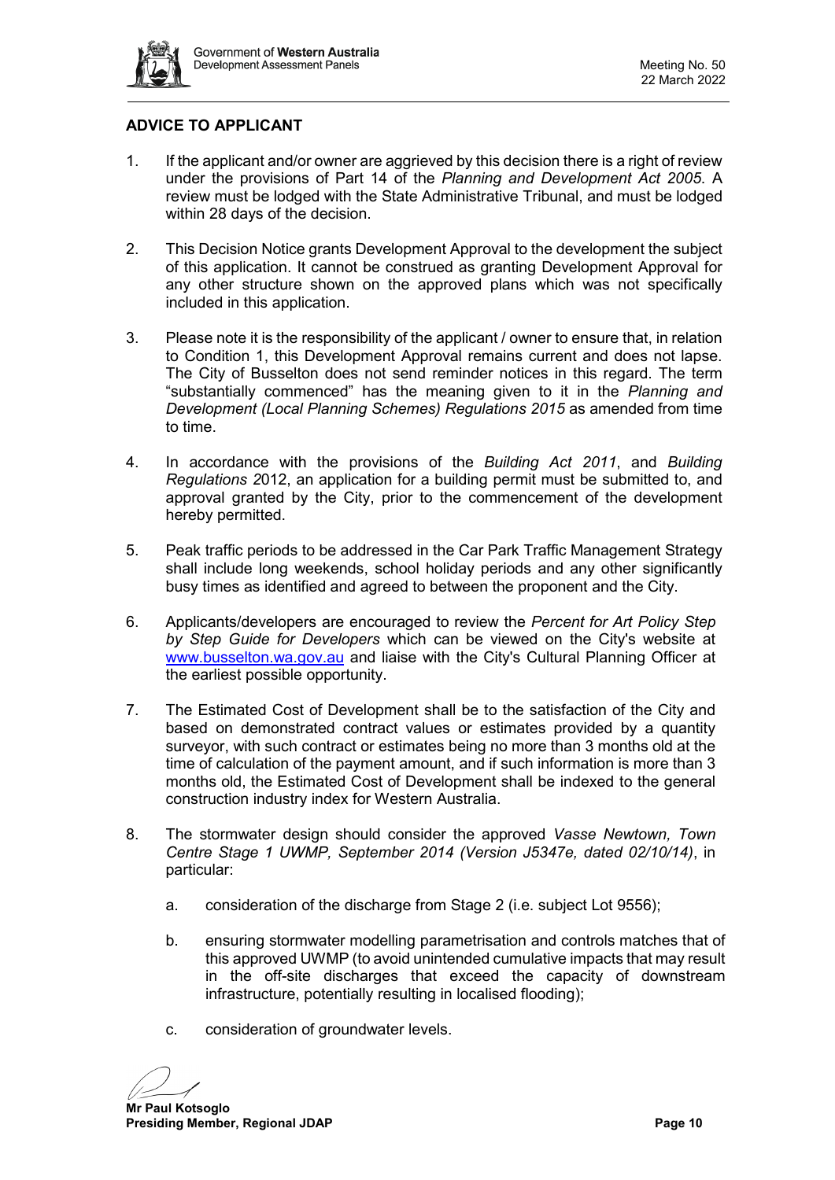## ADVICE TO APPLICANT

1. If the applicant and/or owner are aggrieved by this decision there is a right of review under the provisions of Part 14 of the *Planning and Development Act 2005*. A review must be lodged with the State Administrative Tribunal, and must be lodged within 28 days of the decision.

2. This Decision Notice grants Development Approval to the development the subject of this application. It cannot be construed as granting Development Approval for any other structure shown on the approved plans which was not specifically included in this application.

3. Please note it is the responsibility of the applicant / owner to ensure that, in relation to Condition 1, this Development Approval remains current and does not lapse. The City of Busselton does not send reminder notices in this regard. The term "substantially commenced" has the meaning given to it in the *Planning and Development (Local Planning Schemes) Regulations 2015* as amended from time to time.

4. In accordance with the provisions of the *Building Act 2011*, and *Building Regulations 2*012, an application for a building permit must be submitted to, and approval granted by the City, prior to the commencement of the development hereby permitted.

5. Peak traffic periods to be addressed in the Car Park Traffic Management Strategy shall include long weekends, school holiday periods and any other significantly busy times as identified and agreed to between the proponent and the City.

6. Applicants/developers are encouraged to review the *Percent for Art Policy Step by Step Guide for Developers* which can be viewed on the City's website at www.busselton.wa.gov.au and liaise with the City's Cultural Planning Officer at the earliest possible opportunity.

7. The Estimated Cost of Development shall be to the satisfaction of the City and based on demonstrated contract values or estimates provided by a quantity surveyor, with such contract or estimates being no more than 3 months old at the time of calculation of the payment amount, and if such information is more than 3 months old, the Estimated Cost of Development shall be indexed to the general construction industry index for Western Australia.

8. The stormwater design should consider the approved *Vasse Newtown, Town Centre Stage 1 UWMP, September 2014 (Version J5347e, dated 02/10/14)*, in particular:

   a. consideration of the discharge from Stage 2 (i.e. subject Lot 9556);

   b. ensuring stormwater modelling parametrisation and controls matches that of this approved UWMP (to avoid unintended cumulative impacts that may result in the off-site discharges that exceed the capacity of downstream infrastructure, potentially resulting in localised flooding);

   c. consideration of groundwater levels.

**Mr Paul Kotsoglo**
**Presiding Member, Regional JDAP**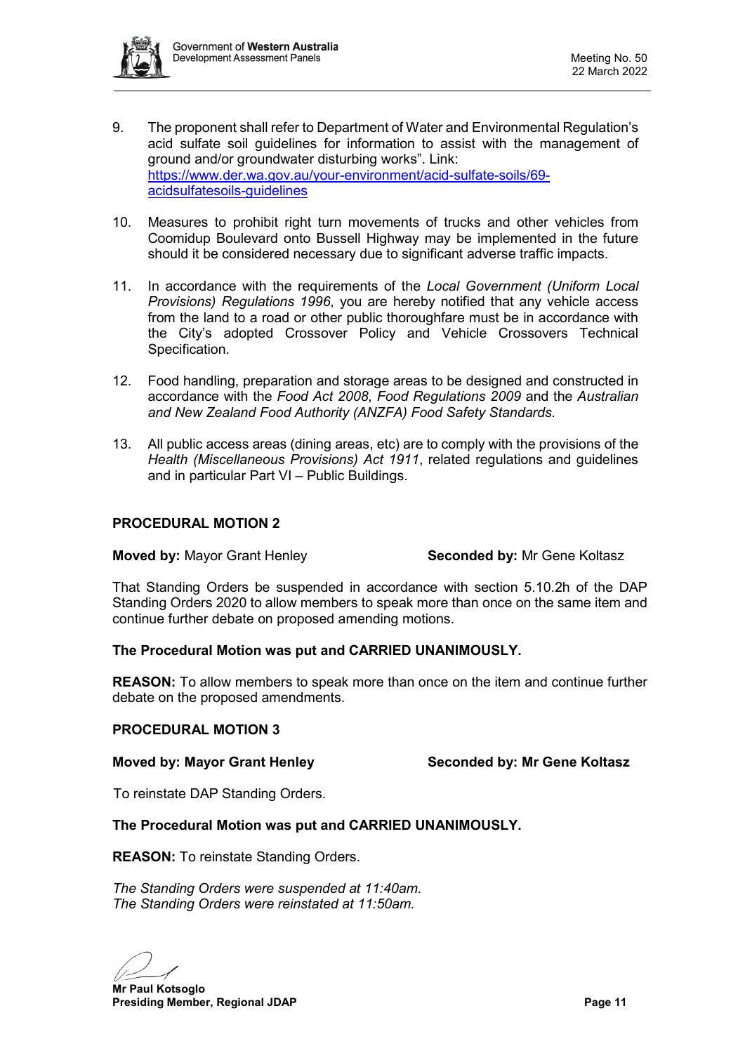9. The proponent shall refer to Department of Water and Environmental Regulation's acid sulfate soil guidelines for information to assist with the management of ground and/or groundwater disturbing works". Link: [https://www.der.wa.gov.au/your-environment/acid-sulfate-soils/69-acidsulfatesoils-guidelines](https://www.der.wa.gov.au/your-environment/acid-sulfate-soils/69-acidsulfatesoils-guidelines)

10. Measures to prohibit right turn movements of trucks and other vehicles from Coomidup Boulevard onto Bussell Highway may be implemented in the future should it be considered necessary due to significant adverse traffic impacts.

11. In accordance with the requirements of the *Local Government (Uniform Local Provisions) Regulations 1996*, you are hereby notified that any vehicle access from the land to a road or other public thoroughfare must be in accordance with the City's adopted Crossover Policy and Vehicle Crossovers Technical Specification.

12. Food handling, preparation and storage areas to be designed and constructed in accordance with the *Food Act 2008*, *Food Regulations 2009* and the *Australian and New Zealand Food Authority (ANZFA) Food Safety Standards.*

13. All public access areas (dining areas, etc) are to comply with the provisions of the *Health (Miscellaneous Provisions) Act 1911*, related regulations and guidelines and in particular Part VI – Public Buildings.

**PROCEDURAL MOTION 2**

**Moved by:** Mayor Grant Henley **Seconded by:** Mr Gene Koltasz

That Standing Orders be suspended in accordance with section 5.10.2h of the DAP Standing Orders 2020 to allow members to speak more than once on the same item and continue further debate on proposed amending motions.

**The Procedural Motion was put and CARRIED UNANIMOUSLY.**

**REASON:** To allow members to speak more than once on the item and continue further debate on the proposed amendments.

**PROCEDURAL MOTION 3**

**Moved by: Mayor Grant Henley** **Seconded by: Mr Gene Koltasz**

To reinstate DAP Standing Orders.

**The Procedural Motion was put and CARRIED UNANIMOUSLY.**

**REASON:** To reinstate Standing Orders.

*The Standing Orders were suspended at 11:40am.*
*The Standing Orders were reinstated at 11:50am.*

**Mr Paul Kotsoglo**
**Presiding Member, Regional JDAP**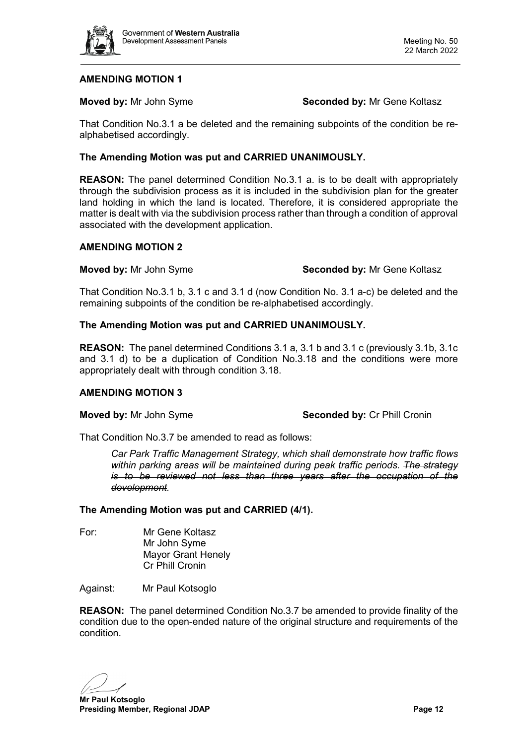**AMENDING MOTION 1**

**Moved by:** Mr John Syme **Seconded by:** Mr Gene Koltasz

That Condition No.3.1 a be deleted and the remaining subpoints of the condition be re-alphabetised accordingly.

**The Amending Motion was put and CARRIED UNANIMOUSLY.**

**REASON:** The panel determined Condition No.3.1 a. is to be dealt with appropriately through the subdivision process as it is included in the subdivision plan for the greater land holding in which the land is located. Therefore, it is considered appropriate the matter is dealt with via the subdivision process rather than through a condition of approval associated with the development application.

**AMENDING MOTION 2**

**Moved by:** Mr John Syme **Seconded by:** Mr Gene Koltasz

That Condition No.3.1 b, 3.1 c and 3.1 d (now Condition No. 3.1 a-c) be deleted and the remaining subpoints of the condition be re-alphabetised accordingly.

**The Amending Motion was put and CARRIED UNANIMOUSLY.**

**REASON:** The panel determined Conditions 3.1 a, 3.1 b and 3.1 c (previously 3.1b, 3.1c and 3.1 d) to be a duplication of Condition No.3.18 and the conditions were more appropriately dealt with through condition 3.18.

**AMENDING MOTION 3**

**Moved by:** Mr John Syme **Seconded by:** Cr Phill Cronin

That Condition No.3.7 be amended to read as follows:

> *Car Park Traffic Management Strategy, which shall demonstrate how traffic flows within parking areas will be maintained during peak traffic periods. ~~The strategy is to be reviewed not less than three years after the occupation of the development~~.*

**The Amending Motion was put and CARRIED (4/1).**

For: Mr Gene Koltasz
Mr John Syme
Mayor Grant Henely
Cr Phill Cronin

Against: Mr Paul Kotsoglo

**REASON:** The panel determined Condition No.3.7 be amended to provide finality of the condition due to the open-ended nature of the original structure and requirements of the condition.

**Mr Paul Kotsoglo**
**Presiding Member, Regional JDAP**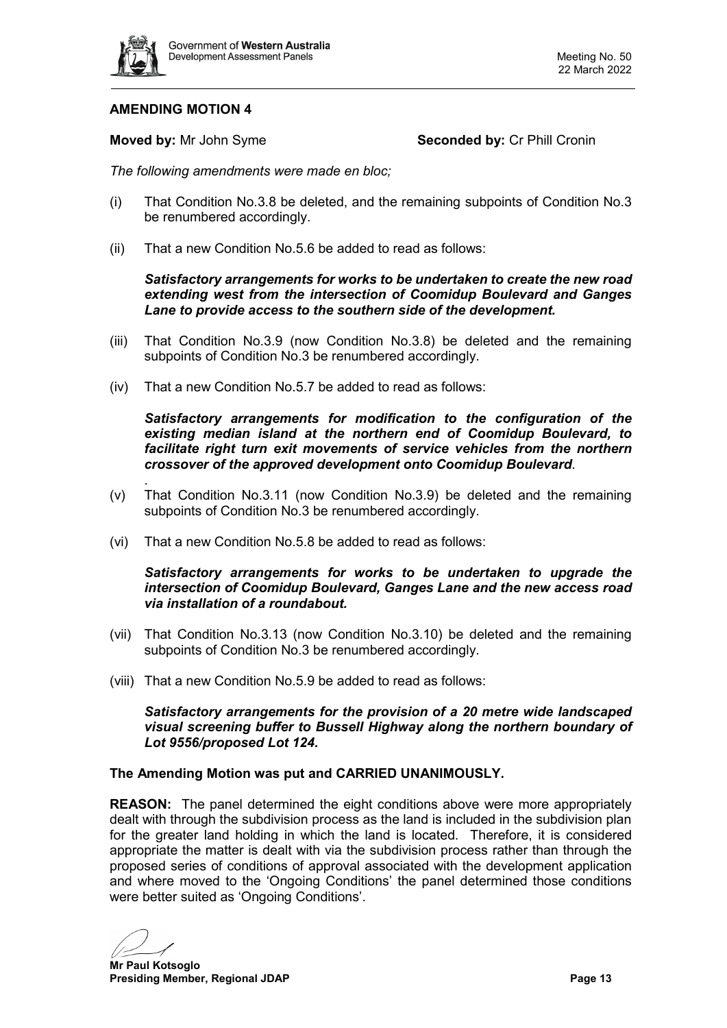## AMENDING MOTION 4

**Moved by:** Mr John Syme **Seconded by:** Cr Phill Cronin

*The following amendments were made en bloc;*

(i) That Condition No.3.8 be deleted, and the remaining subpoints of Condition No.3 be renumbered accordingly.

(ii) That a new Condition No.5.6 be added to read as follows:

***Satisfactory arrangements for works to be undertaken to create the new road extending west from the intersection of Coomidup Boulevard and Ganges Lane to provide access to the southern side of the development.***

(iii) That Condition No.3.9 (now Condition No.3.8) be deleted and the remaining subpoints of Condition No.3 be renumbered accordingly.

(iv) That a new Condition No.5.7 be added to read as follows:

***Satisfactory arrangements for modification to the configuration of the existing median island at the northern end of Coomidup Boulevard, to facilitate right turn exit movements of service vehicles from the northern crossover of the approved development onto Coomidup Boulevard*.**

.

(v) That Condition No.3.11 (now Condition No.3.9) be deleted and the remaining subpoints of Condition No.3 be renumbered accordingly.

(vi) That a new Condition No.5.8 be added to read as follows:

***Satisfactory arrangements for works to be undertaken to upgrade the intersection of Coomidup Boulevard, Ganges Lane and the new access road via installation of a roundabout.***

(vii) That Condition No.3.13 (now Condition No.3.10) be deleted and the remaining subpoints of Condition No.3 be renumbered accordingly.

(viii) That a new Condition No.5.9 be added to read as follows:

***Satisfactory arrangements for the provision of a 20 metre wide landscaped visual screening buffer to Bussell Highway along the northern boundary of Lot 9556/proposed Lot 124.***

**The Amending Motion was put and CARRIED UNANIMOUSLY.**

**REASON:** The panel determined the eight conditions above were more appropriately dealt with through the subdivision process as the land is included in the subdivision plan for the greater land holding in which the land is located. Therefore, it is considered appropriate the matter is dealt with via the subdivision process rather than through the proposed series of conditions of approval associated with the development application and where moved to the 'Ongoing Conditions' the panel determined those conditions were better suited as 'Ongoing Conditions'.

**Mr Paul Kotsoglo**
**Presiding Member, Regional JDAP**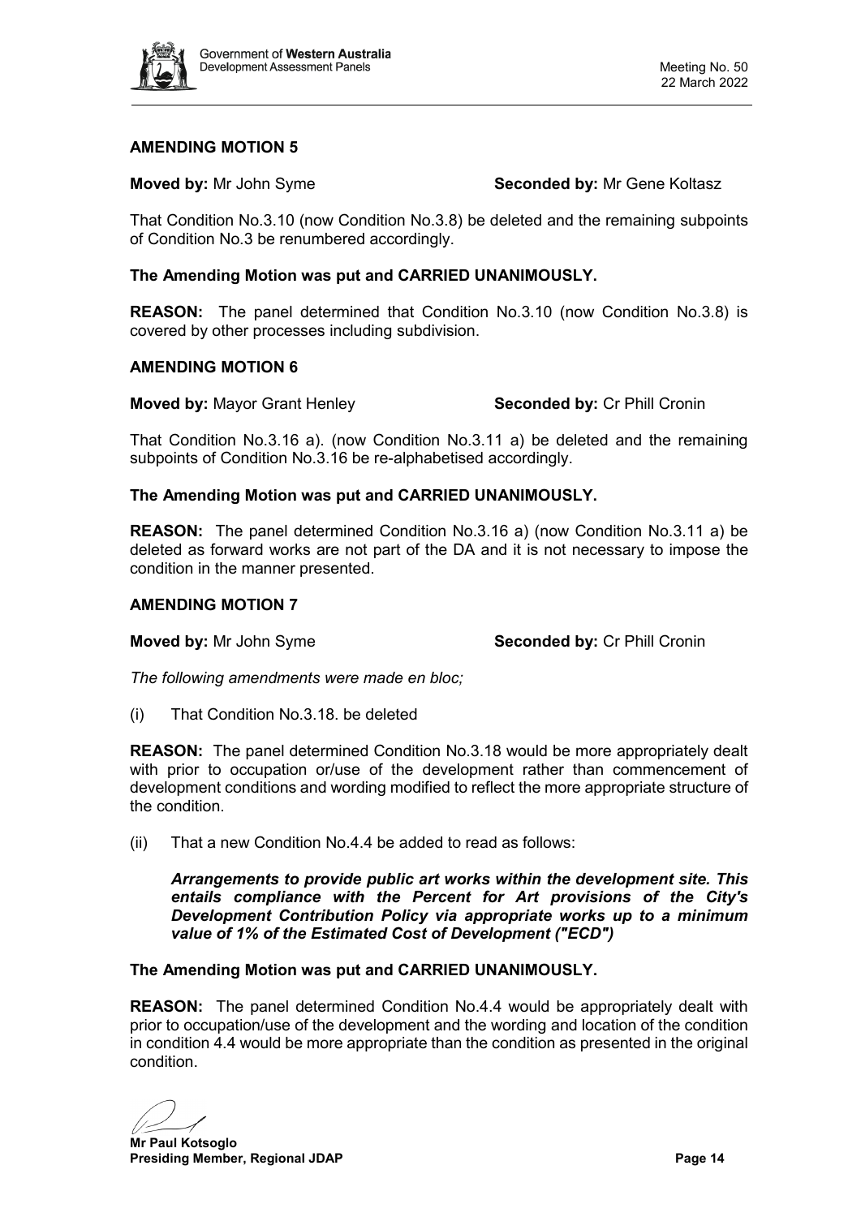### AMENDING MOTION 5

**Moved by:** Mr John Syme **Seconded by:** Mr Gene Koltasz

That Condition No.3.10 (now Condition No.3.8) be deleted and the remaining subpoints of Condition No.3 be renumbered accordingly.

**The Amending Motion was put and CARRIED UNANIMOUSLY.**

**REASON:** The panel determined that Condition No.3.10 (now Condition No.3.8) is covered by other processes including subdivision.

### AMENDING MOTION 6

**Moved by:** Mayor Grant Henley **Seconded by:** Cr Phill Cronin

That Condition No.3.16 a). (now Condition No.3.11 a) be deleted and the remaining subpoints of Condition No.3.16 be re-alphabetised accordingly.

**The Amending Motion was put and CARRIED UNANIMOUSLY.**

**REASON:** The panel determined Condition No.3.16 a) (now Condition No.3.11 a) be deleted as forward works are not part of the DA and it is not necessary to impose the condition in the manner presented.

### AMENDING MOTION 7

**Moved by:** Mr John Syme **Seconded by:** Cr Phill Cronin

*The following amendments were made en bloc;*

(i) That Condition No.3.18. be deleted

**REASON:** The panel determined Condition No.3.18 would be more appropriately dealt with prior to occupation or/use of the development rather than commencement of development conditions and wording modified to reflect the more appropriate structure of the condition.

(ii) That a new Condition No.4.4 be added to read as follows:

***Arrangements to provide public art works within the development site. This entails compliance with the Percent for Art provisions of the City's Development Contribution Policy via appropriate works up to a minimum value of 1% of the Estimated Cost of Development ("ECD")***

**The Amending Motion was put and CARRIED UNANIMOUSLY.**

**REASON:** The panel determined Condition No.4.4 would be appropriately dealt with prior to occupation/use of the development and the wording and location of the condition in condition 4.4 would be more appropriate than the condition as presented in the original condition.

**Mr Paul Kotsoglo**
**Presiding Member, Regional JDAP**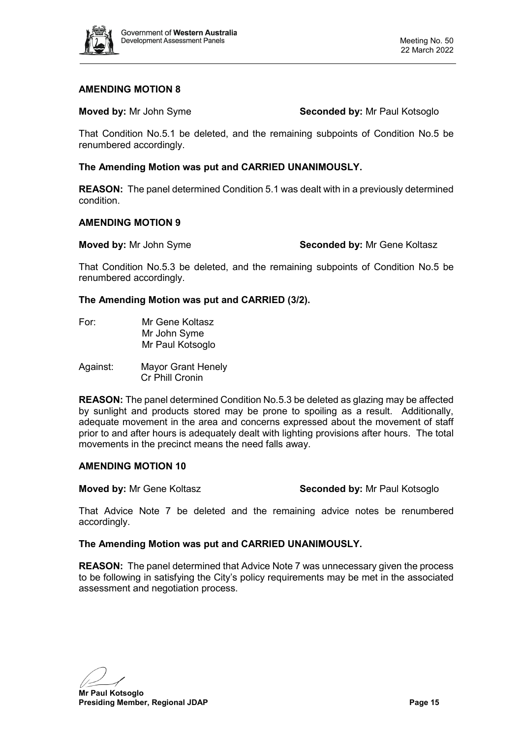**AMENDING MOTION 8**

**Moved by:** Mr John Syme **Seconded by:** Mr Paul Kotsoglo

That Condition No.5.1 be deleted, and the remaining subpoints of Condition No.5 be renumbered accordingly.

**The Amending Motion was put and CARRIED UNANIMOUSLY.**

**REASON:** The panel determined Condition 5.1 was dealt with in a previously determined condition.

**AMENDING MOTION 9**

**Moved by:** Mr John Syme **Seconded by:** Mr Gene Koltasz

That Condition No.5.3 be deleted, and the remaining subpoints of Condition No.5 be renumbered accordingly.

**The Amending Motion was put and CARRIED (3/2).**

For: Mr Gene Koltasz
Mr John Syme
Mr Paul Kotsoglo

Against: Mayor Grant Henely
Cr Phill Cronin

**REASON:** The panel determined Condition No.5.3 be deleted as glazing may be affected by sunlight and products stored may be prone to spoiling as a result. Additionally, adequate movement in the area and concerns expressed about the movement of staff prior to and after hours is adequately dealt with lighting provisions after hours. The total movements in the precinct means the need falls away.

**AMENDING MOTION 10**

**Moved by:** Mr Gene Koltasz **Seconded by:** Mr Paul Kotsoglo

That Advice Note 7 be deleted and the remaining advice notes be renumbered accordingly.

**The Amending Motion was put and CARRIED UNANIMOUSLY.**

**REASON:** The panel determined that Advice Note 7 was unnecessary given the process to be following in satisfying the City's policy requirements may be met in the associated assessment and negotiation process.

**Mr Paul Kotsoglo**
**Presiding Member, Regional JDAP**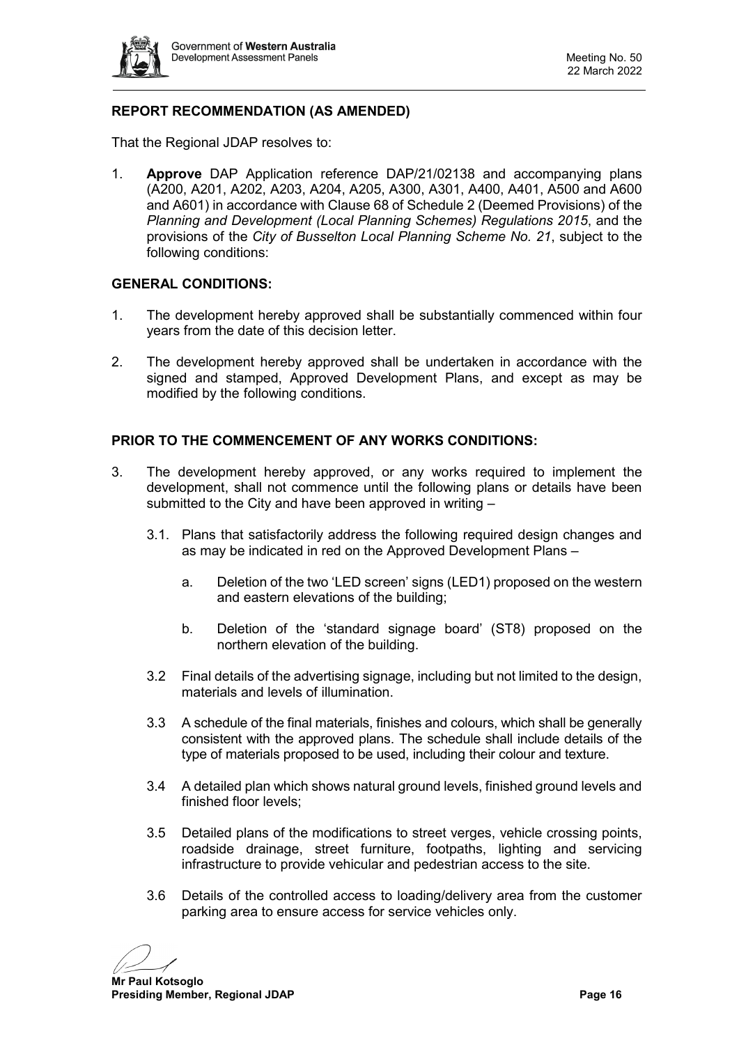**REPORT RECOMMENDATION (AS AMENDED)**

That the Regional JDAP resolves to:

1. **Approve** DAP Application reference DAP/21/02138 and accompanying plans (A200, A201, A202, A203, A204, A205, A300, A301, A400, A401, A500 and A600 and A601) in accordance with Clause 68 of Schedule 2 (Deemed Provisions) of the *Planning and Development (Local Planning Schemes) Regulations 2015*, and the provisions of the *City of Busselton Local Planning Scheme No. 21*, subject to the following conditions:

**GENERAL CONDITIONS:**

1. The development hereby approved shall be substantially commenced within four years from the date of this decision letter.

2. The development hereby approved shall be undertaken in accordance with the signed and stamped, Approved Development Plans, and except as may be modified by the following conditions.

**PRIOR TO THE COMMENCEMENT OF ANY WORKS CONDITIONS:**

3. The development hereby approved, or any works required to implement the development, shall not commence until the following plans or details have been submitted to the City and have been approved in writing –

   3.1. Plans that satisfactorily address the following required design changes and as may be indicated in red on the Approved Development Plans –

      a. Deletion of the two 'LED screen' signs (LED1) proposed on the western and eastern elevations of the building;

      b. Deletion of the 'standard signage board' (ST8) proposed on the northern elevation of the building.

   3.2 Final details of the advertising signage, including but not limited to the design, materials and levels of illumination.

   3.3 A schedule of the final materials, finishes and colours, which shall be generally consistent with the approved plans. The schedule shall include details of the type of materials proposed to be used, including their colour and texture.

   3.4 A detailed plan which shows natural ground levels, finished ground levels and finished floor levels;

   3.5 Detailed plans of the modifications to street verges, vehicle crossing points, roadside drainage, street furniture, footpaths, lighting and servicing infrastructure to provide vehicular and pedestrian access to the site.

   3.6 Details of the controlled access to loading/delivery area from the customer parking area to ensure access for service vehicles only.

**Mr Paul Kotsoglo**
**Presiding Member, Regional JDAP**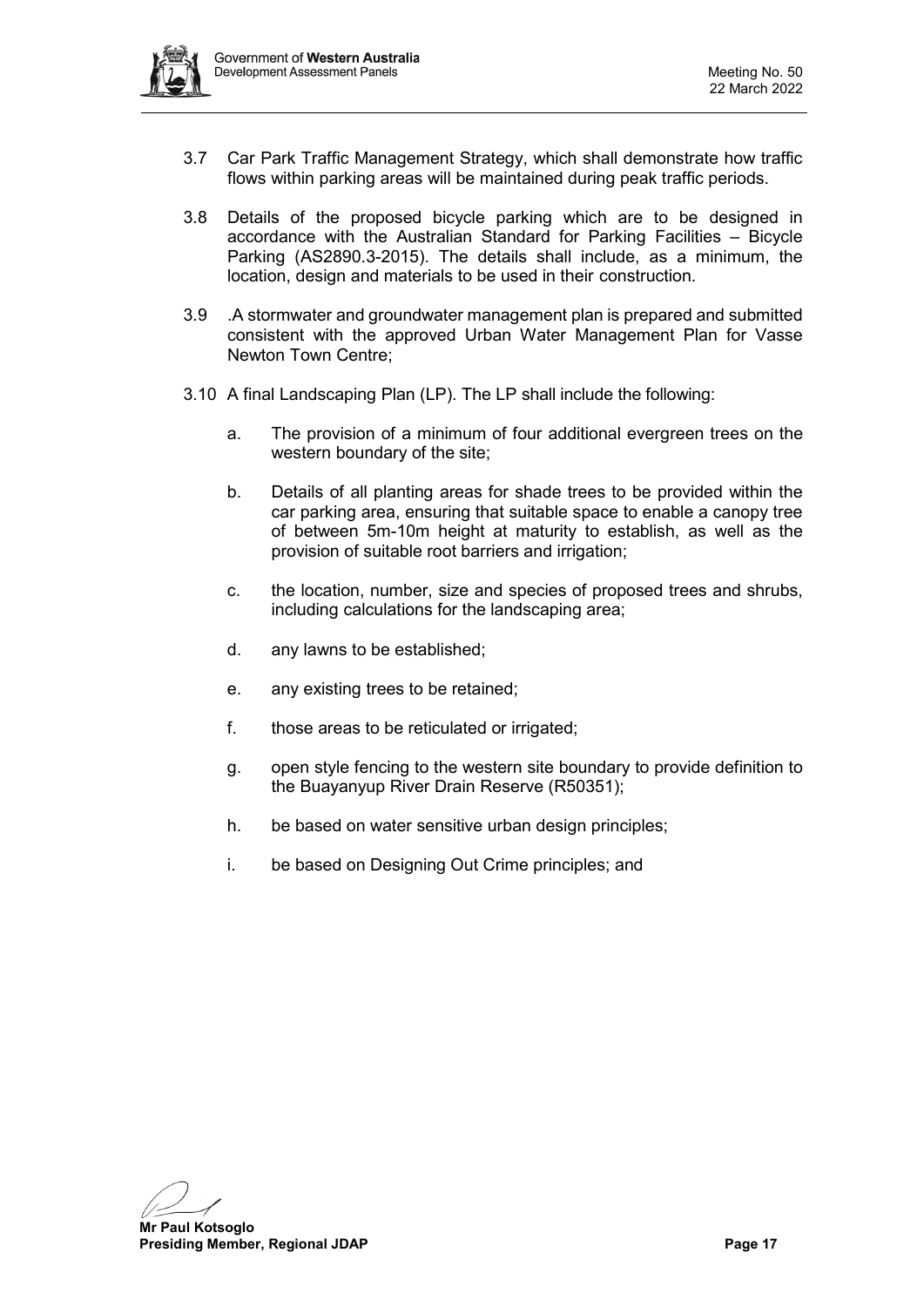3.7 Car Park Traffic Management Strategy, which shall demonstrate how traffic flows within parking areas will be maintained during peak traffic periods.

3.8 Details of the proposed bicycle parking which are to be designed in accordance with the Australian Standard for Parking Facilities – Bicycle Parking (AS2890.3-2015). The details shall include, as a minimum, the location, design and materials to be used in their construction.

3.9 .A stormwater and groundwater management plan is prepared and submitted consistent with the approved Urban Water Management Plan for Vasse Newton Town Centre;

3.10 A final Landscaping Plan (LP). The LP shall include the following:

a. The provision of a minimum of four additional evergreen trees on the western boundary of the site;

b. Details of all planting areas for shade trees to be provided within the car parking area, ensuring that suitable space to enable a canopy tree of between 5m-10m height at maturity to establish, as well as the provision of suitable root barriers and irrigation;

c. the location, number, size and species of proposed trees and shrubs, including calculations for the landscaping area;

d. any lawns to be established;

e. any existing trees to be retained;

f. those areas to be reticulated or irrigated;

g. open style fencing to the western site boundary to provide definition to the Buayanyup River Drain Reserve (R50351);

h. be based on water sensitive urban design principles;

i. be based on Designing Out Crime principles; and

**Mr Paul Kotsoglo**
**Presiding Member, Regional JDAP**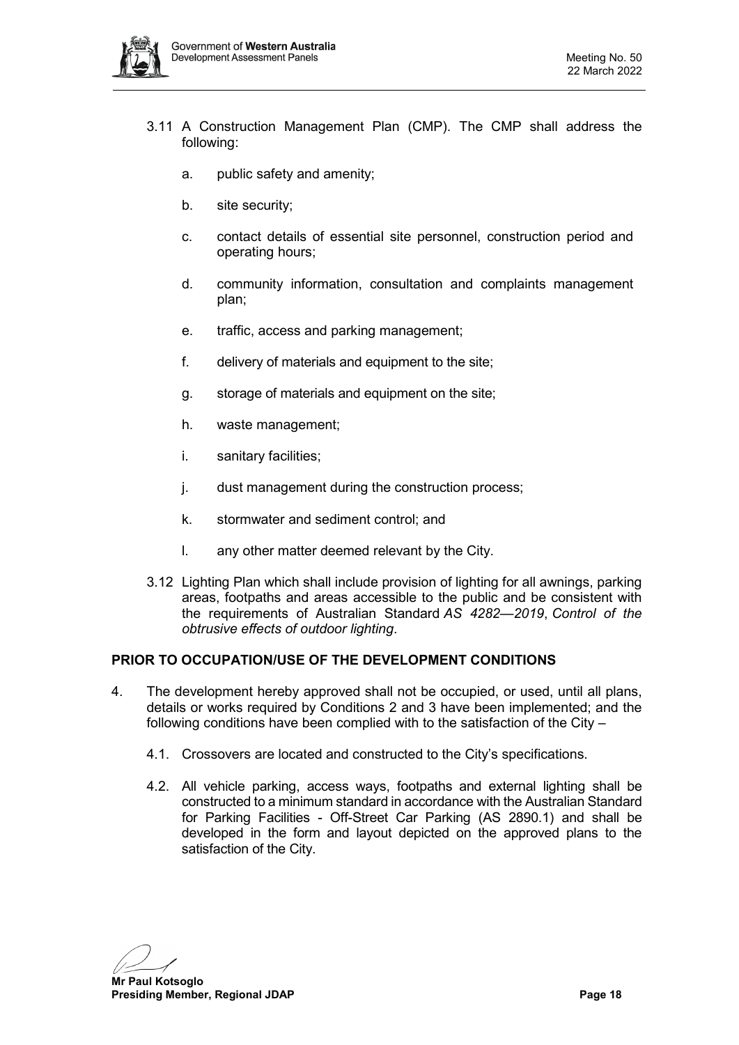3.11 A Construction Management Plan (CMP). The CMP shall address the following:

   a. public safety and amenity;

   b. site security;

   c. contact details of essential site personnel, construction period and operating hours;

   d. community information, consultation and complaints management plan;

   e. traffic, access and parking management;

   f. delivery of materials and equipment to the site;

   g. storage of materials and equipment on the site;

   h. waste management;

   i. sanitary facilities;

   j. dust management during the construction process;

   k. stormwater and sediment control; and

   l. any other matter deemed relevant by the City.

3.12 Lighting Plan which shall include provision of lighting for all awnings, parking areas, footpaths and areas accessible to the public and be consistent with the requirements of Australian Standard *AS 4282—2019*, *Control of the obtrusive effects of outdoor lighting*.

**PRIOR TO OCCUPATION/USE OF THE DEVELOPMENT CONDITIONS**

4. The development hereby approved shall not be occupied, or used, until all plans, details or works required by Conditions 2 and 3 have been implemented; and the following conditions have been complied with to the satisfaction of the City –

   4.1. Crossovers are located and constructed to the City's specifications.

   4.2. All vehicle parking, access ways, footpaths and external lighting shall be constructed to a minimum standard in accordance with the Australian Standard for Parking Facilities - Off-Street Car Parking (AS 2890.1) and shall be developed in the form and layout depicted on the approved plans to the satisfaction of the City.

**Mr Paul Kotsoglo**
**Presiding Member, Regional JDAP**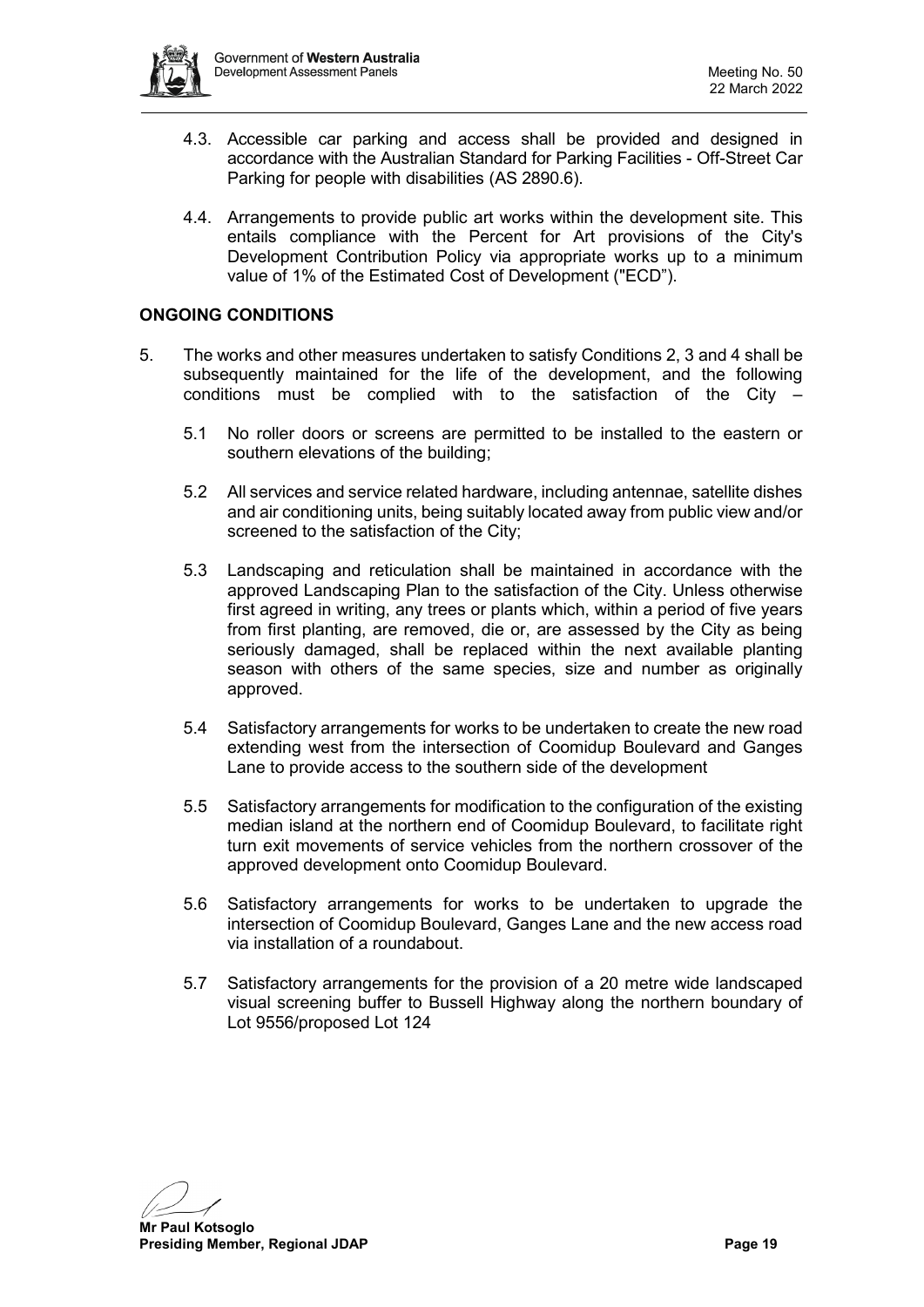4.3. Accessible car parking and access shall be provided and designed in accordance with the Australian Standard for Parking Facilities - Off-Street Car Parking for people with disabilities (AS 2890.6).

4.4. Arrangements to provide public art works within the development site. This entails compliance with the Percent for Art provisions of the City's Development Contribution Policy via appropriate works up to a minimum value of 1% of the Estimated Cost of Development ("ECD").

**ONGOING CONDITIONS**

5. The works and other measures undertaken to satisfy Conditions 2, 3 and 4 shall be subsequently maintained for the life of the development, and the following conditions must be complied with to the satisfaction of the City –

   5.1 No roller doors or screens are permitted to be installed to the eastern or southern elevations of the building;

   5.2 All services and service related hardware, including antennae, satellite dishes and air conditioning units, being suitably located away from public view and/or screened to the satisfaction of the City;

   5.3 Landscaping and reticulation shall be maintained in accordance with the approved Landscaping Plan to the satisfaction of the City. Unless otherwise first agreed in writing, any trees or plants which, within a period of five years from first planting, are removed, die or, are assessed by the City as being seriously damaged, shall be replaced within the next available planting season with others of the same species, size and number as originally approved.

   5.4 Satisfactory arrangements for works to be undertaken to create the new road extending west from the intersection of Coomidup Boulevard and Ganges Lane to provide access to the southern side of the development

   5.5 Satisfactory arrangements for modification to the configuration of the existing median island at the northern end of Coomidup Boulevard, to facilitate right turn exit movements of service vehicles from the northern crossover of the approved development onto Coomidup Boulevard.

   5.6 Satisfactory arrangements for works to be undertaken to upgrade the intersection of Coomidup Boulevard, Ganges Lane and the new access road via installation of a roundabout.

   5.7 Satisfactory arrangements for the provision of a 20 metre wide landscaped visual screening buffer to Bussell Highway along the northern boundary of Lot 9556/proposed Lot 124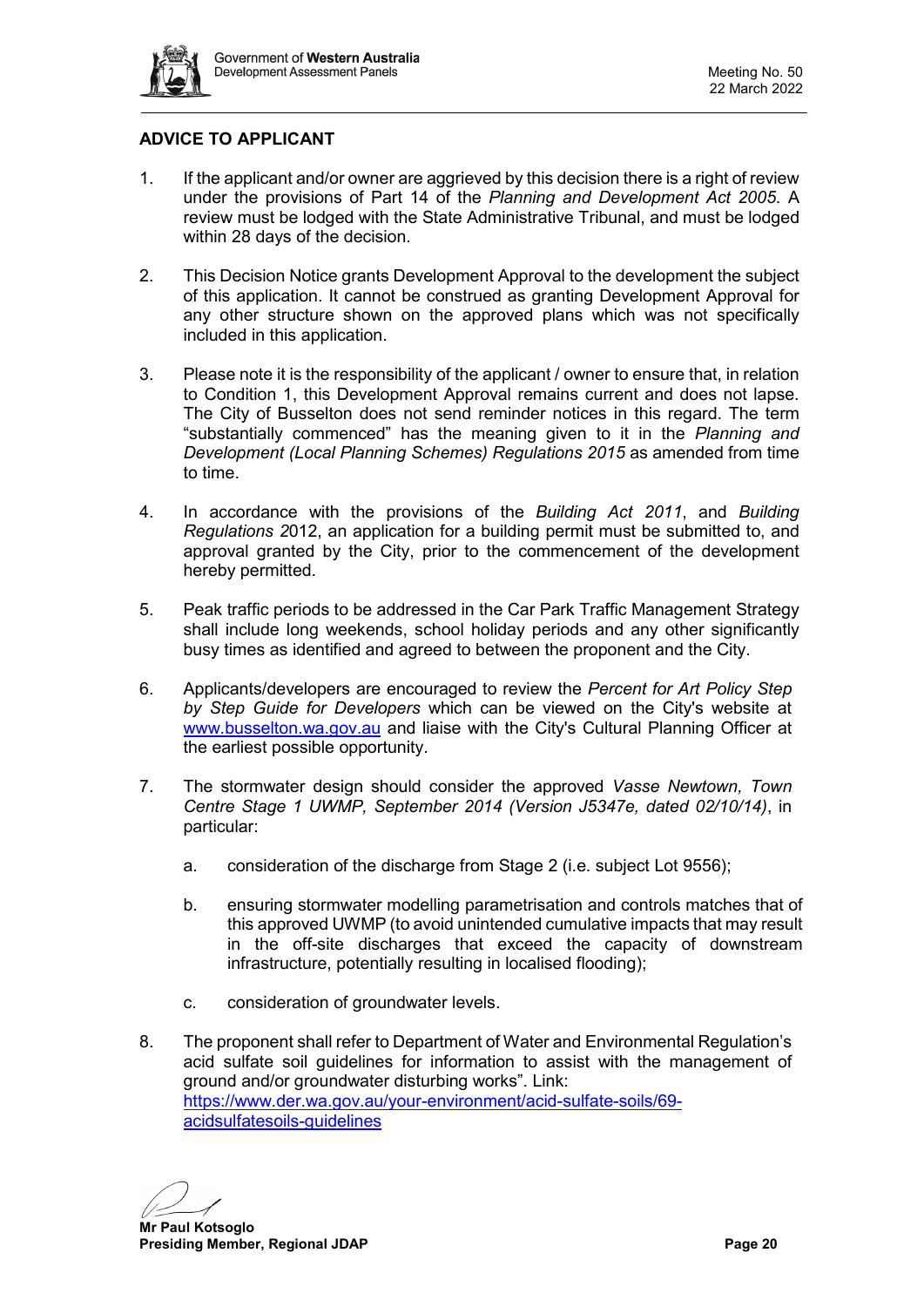## ADVICE TO APPLICANT

1. If the applicant and/or owner are aggrieved by this decision there is a right of review under the provisions of Part 14 of the *Planning and Development Act 2005*. A review must be lodged with the State Administrative Tribunal, and must be lodged within 28 days of the decision.

2. This Decision Notice grants Development Approval to the development the subject of this application. It cannot be construed as granting Development Approval for any other structure shown on the approved plans which was not specifically included in this application.

3. Please note it is the responsibility of the applicant / owner to ensure that, in relation to Condition 1, this Development Approval remains current and does not lapse. The City of Busselton does not send reminder notices in this regard. The term "substantially commenced" has the meaning given to it in the *Planning and Development (Local Planning Schemes) Regulations 2015* as amended from time to time.

4. In accordance with the provisions of the *Building Act 2011*, and *Building Regulations 2*012, an application for a building permit must be submitted to, and approval granted by the City, prior to the commencement of the development hereby permitted.

5. Peak traffic periods to be addressed in the Car Park Traffic Management Strategy shall include long weekends, school holiday periods and any other significantly busy times as identified and agreed to between the proponent and the City.

6. Applicants/developers are encouraged to review the *Percent for Art Policy Step by Step Guide for Developers* which can be viewed on the City's website at [www.busselton.wa.gov.au](http://www.busselton.wa.gov.au) and liaise with the City's Cultural Planning Officer at the earliest possible opportunity.

7. The stormwater design should consider the approved *Vasse Newtown, Town Centre Stage 1 UWMP, September 2014 (Version J5347e, dated 02/10/14)*, in particular:

   a. consideration of the discharge from Stage 2 (i.e. subject Lot 9556);

   b. ensuring stormwater modelling parametrisation and controls matches that of this approved UWMP (to avoid unintended cumulative impacts that may result in the off-site discharges that exceed the capacity of downstream infrastructure, potentially resulting in localised flooding);

   c. consideration of groundwater levels.

8. The proponent shall refer to Department of Water and Environmental Regulation's acid sulfate soil guidelines for information to assist with the management of ground and/or groundwater disturbing works". Link: [https://www.der.wa.gov.au/your-environment/acid-sulfate-soils/69-acidsulfatesoils-guidelines](https://www.der.wa.gov.au/your-environment/acid-sulfate-soils/69-acidsulfatesoils-guidelines)

**Mr Paul Kotsoglo**
**Presiding Member, Regional JDAP**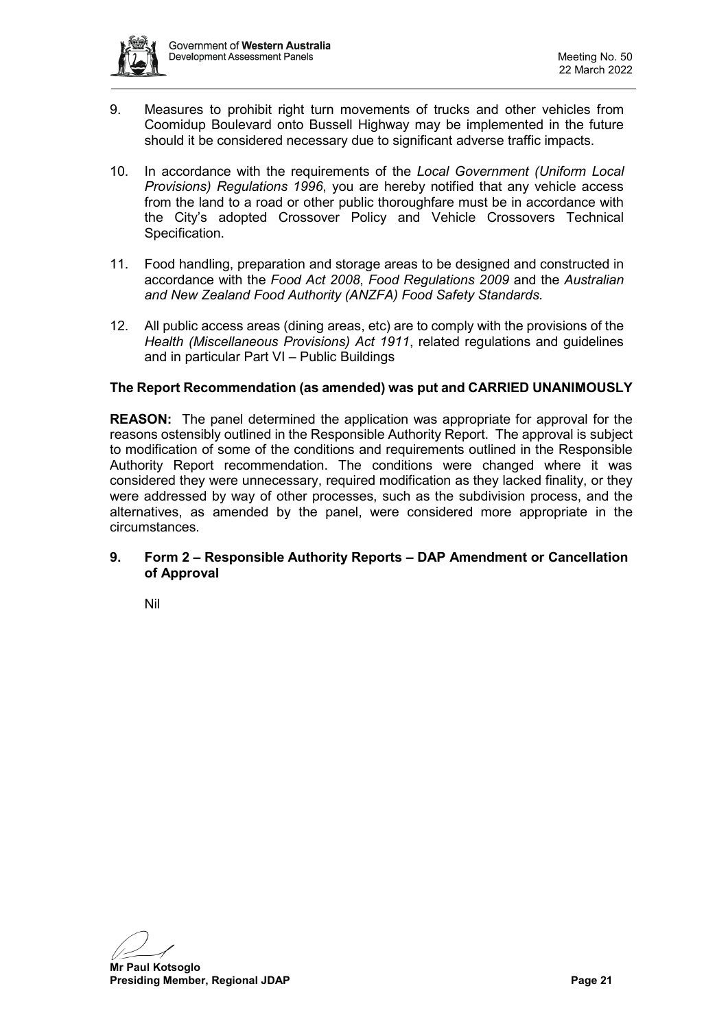9. Measures to prohibit right turn movements of trucks and other vehicles from Coomidup Boulevard onto Bussell Highway may be implemented in the future should it be considered necessary due to significant adverse traffic impacts.

10. In accordance with the requirements of the *Local Government (Uniform Local Provisions) Regulations 1996*, you are hereby notified that any vehicle access from the land to a road or other public thoroughfare must be in accordance with the City's adopted Crossover Policy and Vehicle Crossovers Technical Specification.

11. Food handling, preparation and storage areas to be designed and constructed in accordance with the *Food Act 2008*, *Food Regulations 2009* and the *Australian and New Zealand Food Authority (ANZFA) Food Safety Standards.*

12. All public access areas (dining areas, etc) are to comply with the provisions of the *Health (Miscellaneous Provisions) Act 1911*, related regulations and guidelines and in particular Part VI – Public Buildings

**The Report Recommendation (as amended) was put and CARRIED UNANIMOUSLY**

**REASON:** The panel determined the application was appropriate for approval for the reasons ostensibly outlined in the Responsible Authority Report. The approval is subject to modification of some of the conditions and requirements outlined in the Responsible Authority Report recommendation. The conditions were changed where it was considered they were unnecessary, required modification as they lacked finality, or they were addressed by way of other processes, such as the subdivision process, and the alternatives, as amended by the panel, were considered more appropriate in the circumstances.

## 9. Form 2 – Responsible Authority Reports – DAP Amendment or Cancellation of Approval

Nil

**Mr Paul Kotsoglo**
**Presiding Member, Regional JDAP**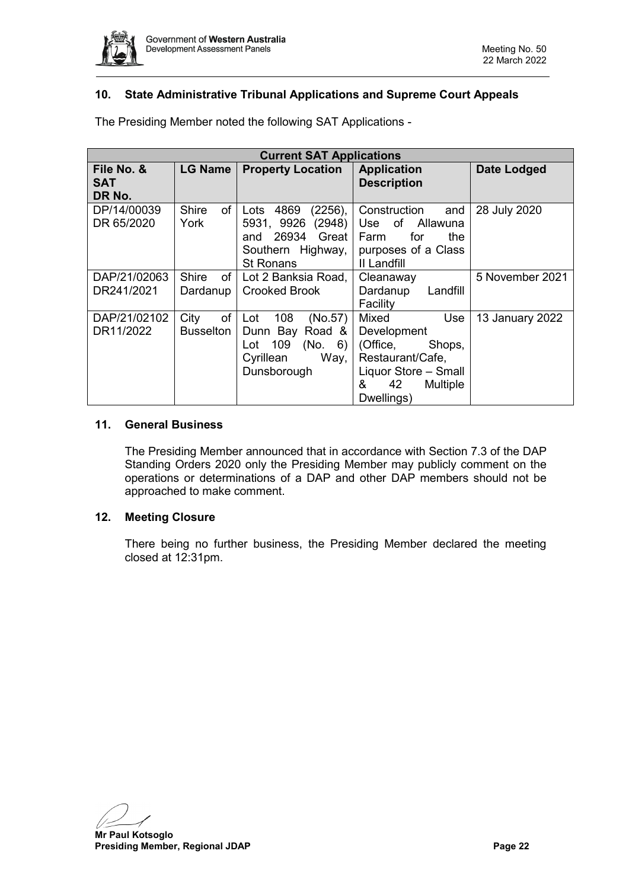## 10. State Administrative Tribunal Applications and Supreme Court Appeals

The Presiding Member noted the following SAT Applications -

| Current SAT Applications | | | | |
|---|---|---|---|---|
| **File No. & SAT DR No.** | **LG Name** | **Property Location** | **Application Description** | **Date Lodged** |
| DP/14/00039 DR 65/2020 | Shire of York | Lots 4869 (2256), 5931, 9926 (2948) and 26934 Great Southern Highway, St Ronans | Construction and Use of Allawuna Farm for the purposes of a Class II Landfill | 28 July 2020 |
| DAP/21/02063 DR241/2021 | Shire of Dardanup | Lot 2 Banksia Road, Crooked Brook | Cleanaway Dardanup Landfill Facility | 5 November 2021 |
| DAP/21/02102 DR11/2022 | City of Busselton | Lot 108 (No.57) Dunn Bay Road & Lot 109 (No. 6) Cyrillean Way, Dunsborough | Mixed Use Development (Office, Shops, Restaurant/Cafe, Liquor Store – Small & 42 Multiple Dwellings) | 13 January 2022 |

## 11. General Business

The Presiding Member announced that in accordance with Section 7.3 of the DAP Standing Orders 2020 only the Presiding Member may publicly comment on the operations or determinations of a DAP and other DAP members should not be approached to make comment.

## 12. Meeting Closure

There being no further business, the Presiding Member declared the meeting closed at 12:31pm.

**Mr Paul Kotsoglo**
**Presiding Member, Regional JDAP**